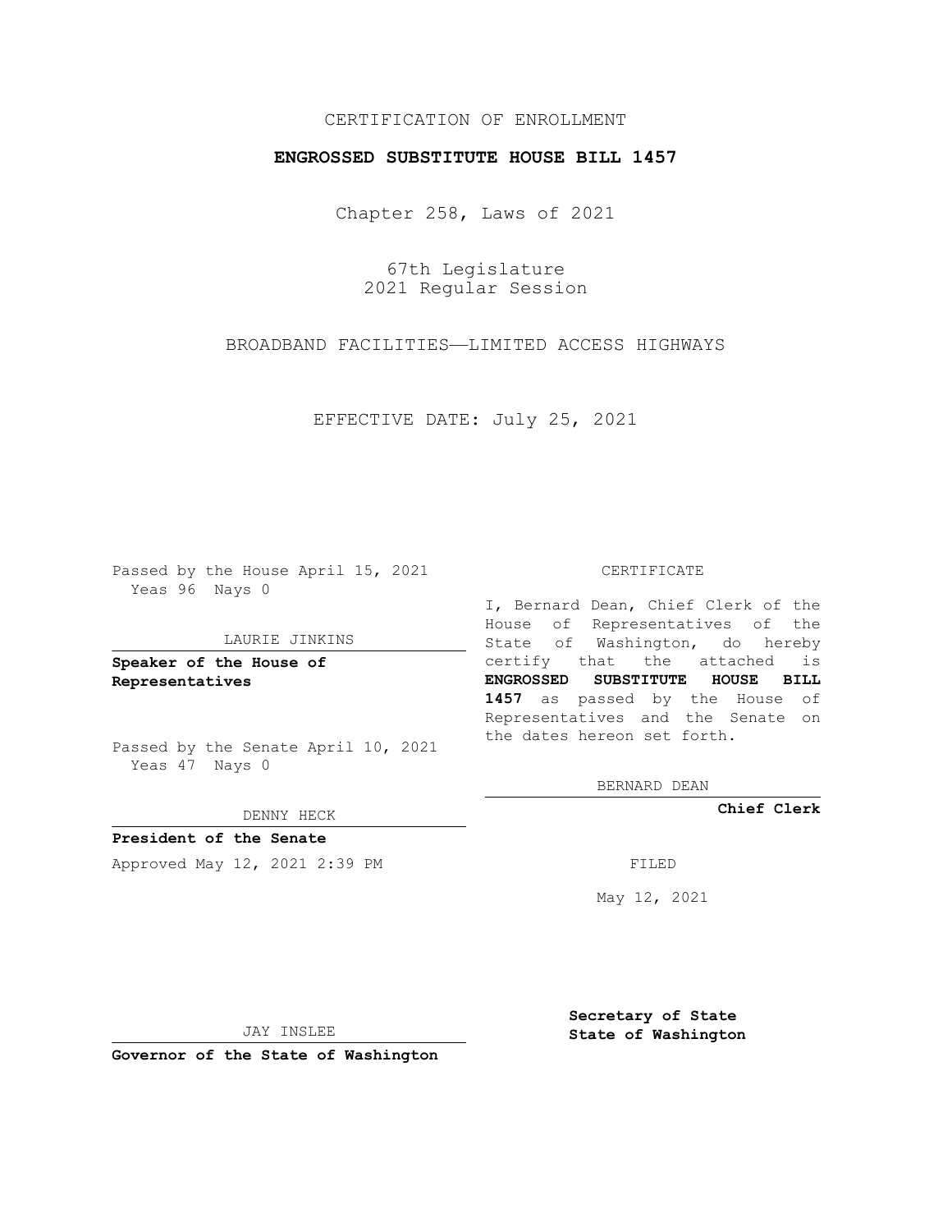CERTIFICATION OF ENROLLMENT

**ENGROSSED SUBSTITUTE HOUSE BILL 1457**

Chapter 258, Laws of 2021

67th Legislature
2021 Regular Session

BROADBAND FACILITIES—LIMITED ACCESS HIGHWAYS

EFFECTIVE DATE: July 25, 2021

Passed by the House April 15, 2021
Yeas 96 Nays 0

LAURIE JINKINS

**Speaker of the House of Representatives**

Passed by the Senate April 10, 2021
Yeas 47 Nays 0

DENNY HECK

**President of the Senate**

Approved May 12, 2021 2:39 PM

JAY INSLEE

**Governor of the State of Washington**

CERTIFICATE

I, Bernard Dean, Chief Clerk of the House of Representatives of the State of Washington, do hereby certify that the attached is **ENGROSSED SUBSTITUTE HOUSE BILL 1457** as passed by the House of Representatives and the Senate on the dates hereon set forth.

BERNARD DEAN

**Chief Clerk**

FILED

May 12, 2021

**Secretary of State**
**State of Washington**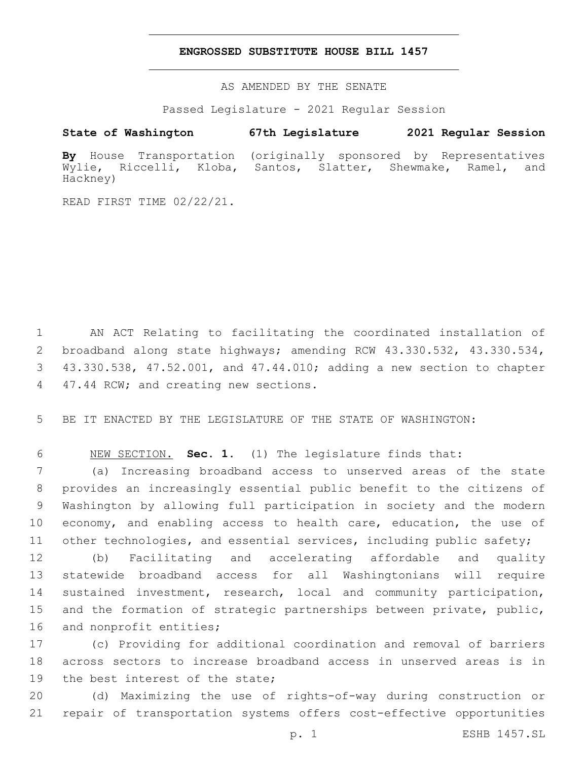# ENGROSSED SUBSTITUTE HOUSE BILL 1457

AS AMENDED BY THE SENATE

Passed Legislature - 2021 Regular Session

**State of Washington 67th Legislature 2021 Regular Session**

**By** House Transportation (originally sponsored by Representatives Wylie, Riccelli, Kloba, Santos, Slatter, Shewmake, Ramel, and Hackney)

READ FIRST TIME 02/22/21.

AN ACT Relating to facilitating the coordinated installation of broadband along state highways; amending RCW 43.330.532, 43.330.534, 43.330.538, 47.52.001, and 47.44.010; adding a new section to chapter 47.44 RCW; and creating new sections.

BE IT ENACTED BY THE LEGISLATURE OF THE STATE OF WASHINGTON:

NEW SECTION. **Sec. 1.** (1) The legislature finds that:

(a) Increasing broadband access to unserved areas of the state provides an increasingly essential public benefit to the citizens of Washington by allowing full participation in society and the modern economy, and enabling access to health care, education, the use of other technologies, and essential services, including public safety;

(b) Facilitating and accelerating affordable and quality statewide broadband access for all Washingtonians will require sustained investment, research, local and community participation, and the formation of strategic partnerships between private, public, and nonprofit entities;

(c) Providing for additional coordination and removal of barriers across sectors to increase broadband access in unserved areas is in the best interest of the state;

(d) Maximizing the use of rights-of-way during construction or repair of transportation systems offers cost-effective opportunities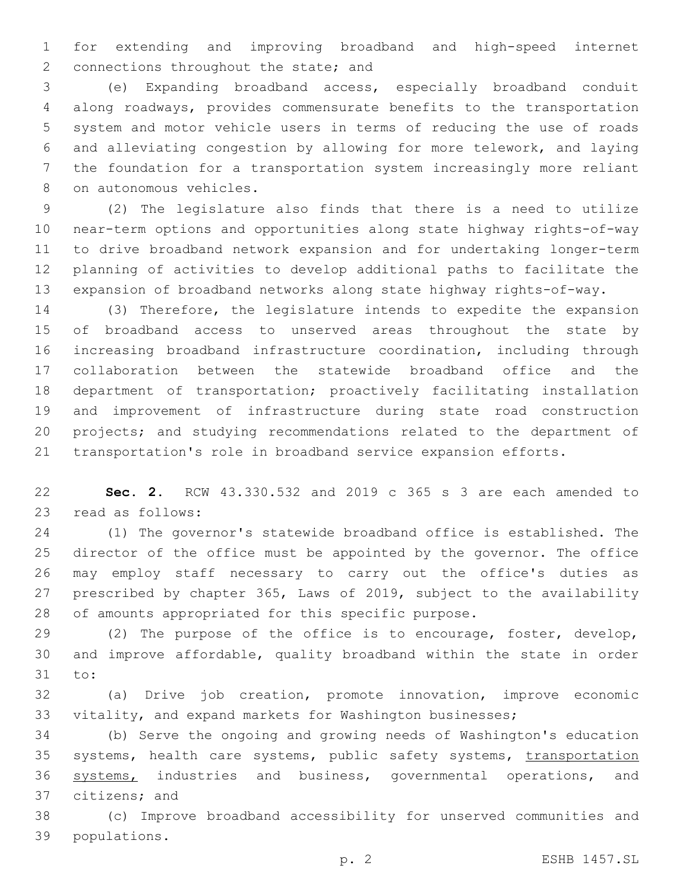for extending and improving broadband and high-speed internet connections throughout the state; and

(e) Expanding broadband access, especially broadband conduit along roadways, provides commensurate benefits to the transportation system and motor vehicle users in terms of reducing the use of roads and alleviating congestion by allowing for more telework, and laying the foundation for a transportation system increasingly more reliant on autonomous vehicles.

(2) The legislature also finds that there is a need to utilize near-term options and opportunities along state highway rights-of-way to drive broadband network expansion and for undertaking longer-term planning of activities to develop additional paths to facilitate the expansion of broadband networks along state highway rights-of-way.

(3) Therefore, the legislature intends to expedite the expansion of broadband access to unserved areas throughout the state by increasing broadband infrastructure coordination, including through collaboration between the statewide broadband office and the department of transportation; proactively facilitating installation and improvement of infrastructure during state road construction projects; and studying recommendations related to the department of transportation's role in broadband service expansion efforts.

**Sec. 2.** RCW 43.330.532 and 2019 c 365 s 3 are each amended to read as follows:

(1) The governor's statewide broadband office is established. The director of the office must be appointed by the governor. The office may employ staff necessary to carry out the office's duties as prescribed by chapter 365, Laws of 2019, subject to the availability of amounts appropriated for this specific purpose.

(2) The purpose of the office is to encourage, foster, develop, and improve affordable, quality broadband within the state in order to:

(a) Drive job creation, promote innovation, improve economic vitality, and expand markets for Washington businesses;

(b) Serve the ongoing and growing needs of Washington's education systems, health care systems, public safety systems, <u>transportation systems,</u> industries and business, governmental operations, and citizens; and

(c) Improve broadband accessibility for unserved communities and populations.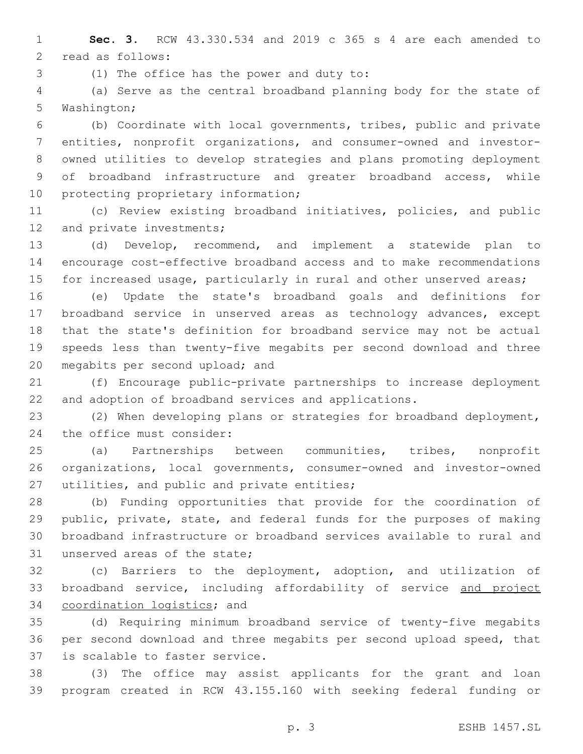**Sec. 3.** RCW 43.330.534 and 2019 c 365 s 4 are each amended to read as follows:

(1) The office has the power and duty to:

(a) Serve as the central broadband planning body for the state of Washington;

(b) Coordinate with local governments, tribes, public and private entities, nonprofit organizations, and consumer-owned and investor-owned utilities to develop strategies and plans promoting deployment of broadband infrastructure and greater broadband access, while protecting proprietary information;

(c) Review existing broadband initiatives, policies, and public and private investments;

(d) Develop, recommend, and implement a statewide plan to encourage cost-effective broadband access and to make recommendations for increased usage, particularly in rural and other unserved areas;

(e) Update the state's broadband goals and definitions for broadband service in unserved areas as technology advances, except that the state's definition for broadband service may not be actual speeds less than twenty-five megabits per second download and three megabits per second upload; and

(f) Encourage public-private partnerships to increase deployment and adoption of broadband services and applications.

(2) When developing plans or strategies for broadband deployment, the office must consider:

(a) Partnerships between communities, tribes, nonprofit organizations, local governments, consumer-owned and investor-owned utilities, and public and private entities;

(b) Funding opportunities that provide for the coordination of public, private, state, and federal funds for the purposes of making broadband infrastructure or broadband services available to rural and unserved areas of the state;

(c) Barriers to the deployment, adoption, and utilization of broadband service, including affordability of service <u>and project coordination logistics</u>; and

(d) Requiring minimum broadband service of twenty-five megabits per second download and three megabits per second upload speed, that is scalable to faster service.

(3) The office may assist applicants for the grant and loan program created in RCW 43.155.160 with seeking federal funding or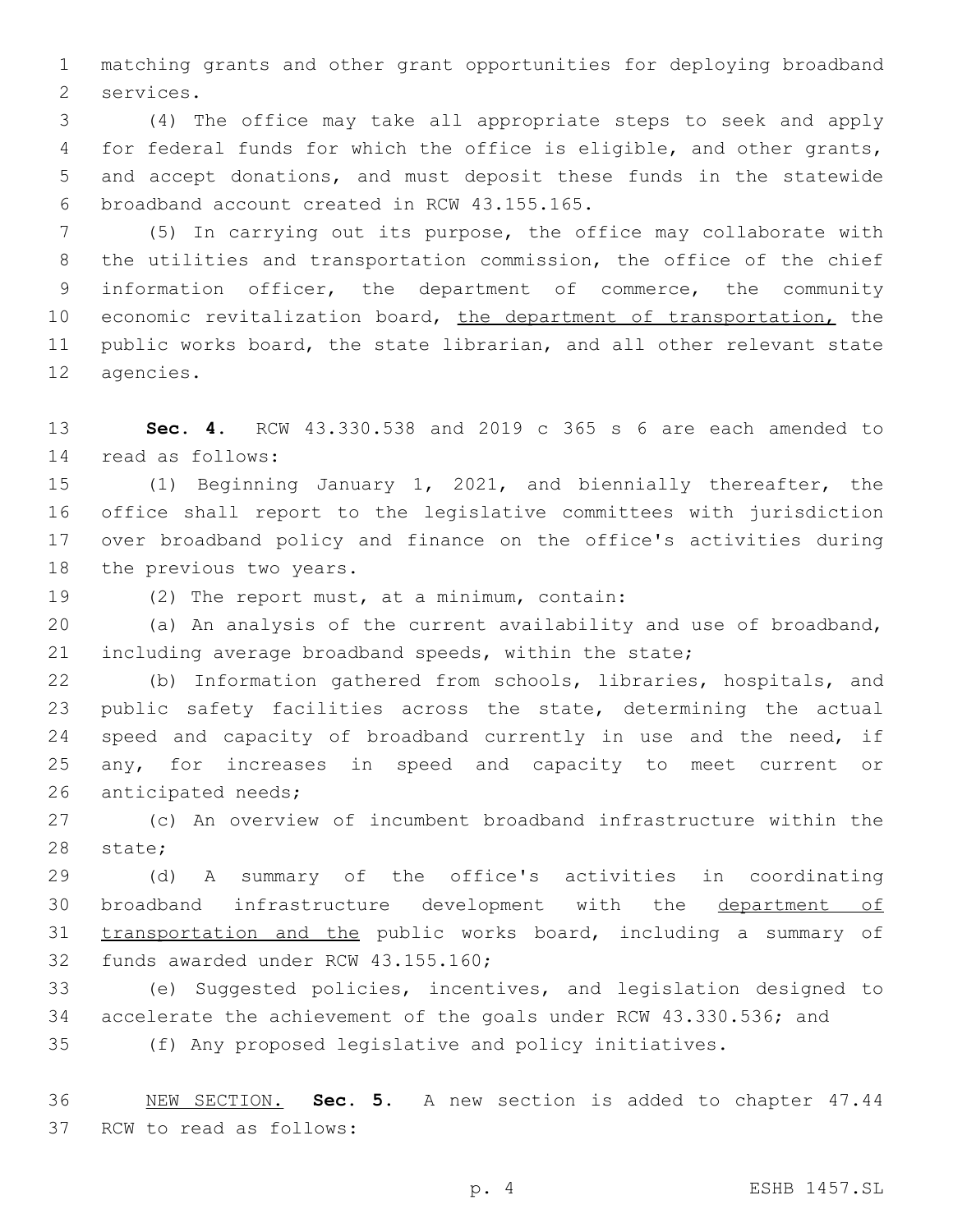matching grants and other grant opportunities for deploying broadband services.

(4) The office may take all appropriate steps to seek and apply for federal funds for which the office is eligible, and other grants, and accept donations, and must deposit these funds in the statewide broadband account created in RCW 43.155.165.

(5) In carrying out its purpose, the office may collaborate with the utilities and transportation commission, the office of the chief information officer, the department of commerce, the community economic revitalization board, <u>the department of transportation,</u> the public works board, the state librarian, and all other relevant state agencies.

**Sec. 4.** RCW 43.330.538 and 2019 c 365 s 6 are each amended to read as follows:

(1) Beginning January 1, 2021, and biennially thereafter, the office shall report to the legislative committees with jurisdiction over broadband policy and finance on the office's activities during the previous two years.

(2) The report must, at a minimum, contain:

(a) An analysis of the current availability and use of broadband, including average broadband speeds, within the state;

(b) Information gathered from schools, libraries, hospitals, and public safety facilities across the state, determining the actual speed and capacity of broadband currently in use and the need, if any, for increases in speed and capacity to meet current or anticipated needs;

(c) An overview of incumbent broadband infrastructure within the state;

(d) A summary of the office's activities in coordinating broadband infrastructure development with the <u>department of transportation and the</u> public works board, including a summary of funds awarded under RCW 43.155.160;

(e) Suggested policies, incentives, and legislation designed to accelerate the achievement of the goals under RCW 43.330.536; and

(f) Any proposed legislative and policy initiatives.

<u>NEW SECTION.</u> **Sec. 5.** A new section is added to chapter 47.44 RCW to read as follows: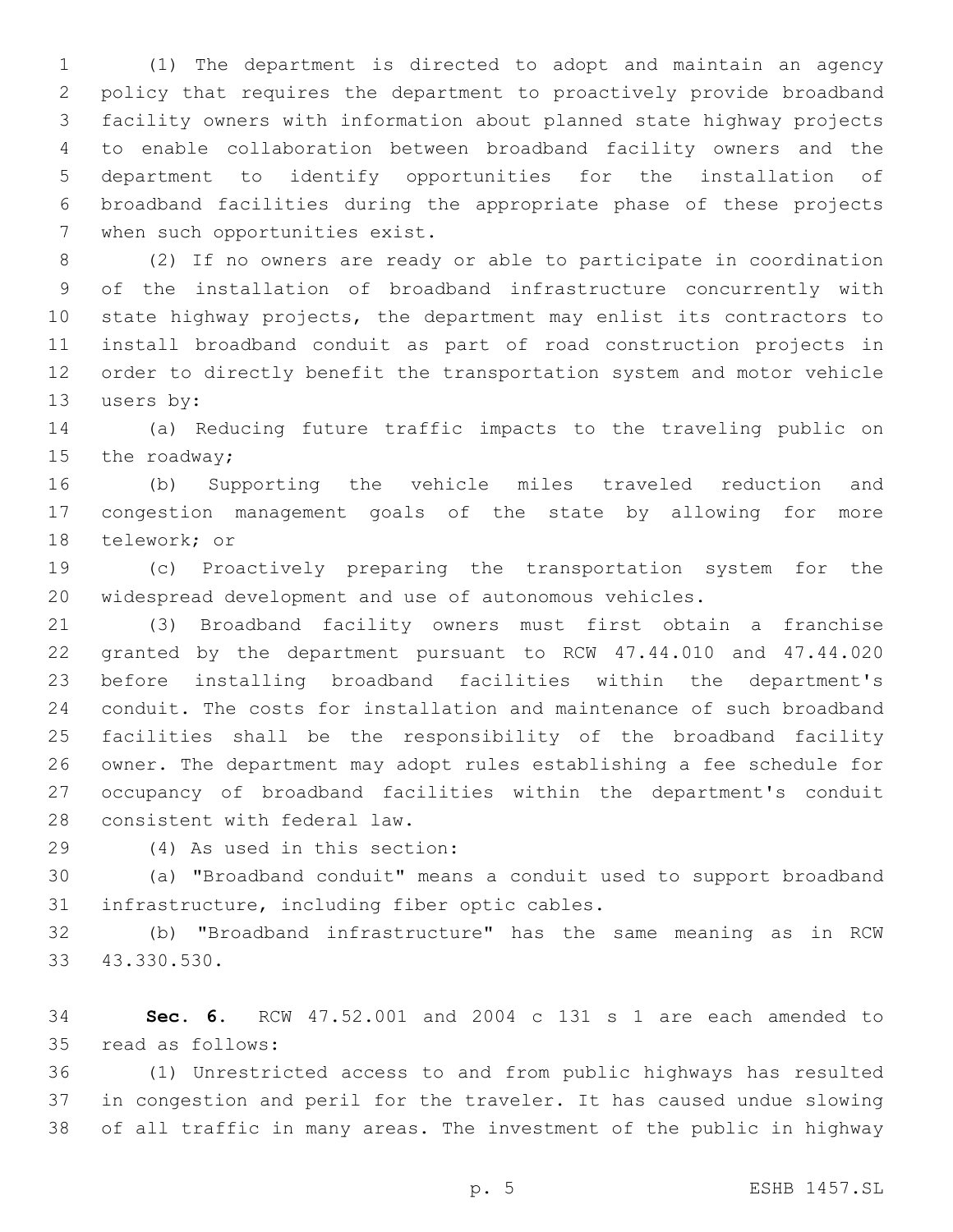(1) The department is directed to adopt and maintain an agency policy that requires the department to proactively provide broadband facility owners with information about planned state highway projects to enable collaboration between broadband facility owners and the department to identify opportunities for the installation of broadband facilities during the appropriate phase of these projects when such opportunities exist.

(2) If no owners are ready or able to participate in coordination of the installation of broadband infrastructure concurrently with state highway projects, the department may enlist its contractors to install broadband conduit as part of road construction projects in order to directly benefit the transportation system and motor vehicle users by:

(a) Reducing future traffic impacts to the traveling public on the roadway;

(b) Supporting the vehicle miles traveled reduction and congestion management goals of the state by allowing for more telework; or

(c) Proactively preparing the transportation system for the widespread development and use of autonomous vehicles.

(3) Broadband facility owners must first obtain a franchise granted by the department pursuant to RCW 47.44.010 and 47.44.020 before installing broadband facilities within the department's conduit. The costs for installation and maintenance of such broadband facilities shall be the responsibility of the broadband facility owner. The department may adopt rules establishing a fee schedule for occupancy of broadband facilities within the department's conduit consistent with federal law.

(4) As used in this section:

(a) "Broadband conduit" means a conduit used to support broadband infrastructure, including fiber optic cables.

(b) "Broadband infrastructure" has the same meaning as in RCW 43.330.530.

**Sec. 6.** RCW 47.52.001 and 2004 c 131 s 1 are each amended to read as follows:

(1) Unrestricted access to and from public highways has resulted in congestion and peril for the traveler. It has caused undue slowing of all traffic in many areas. The investment of the public in highway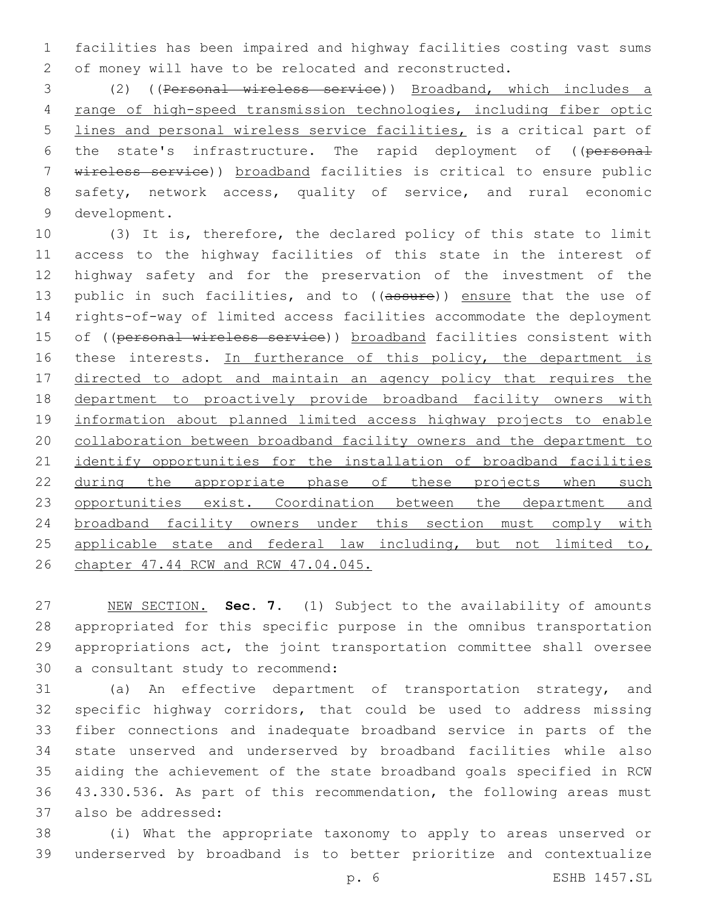facilities has been impaired and highway facilities costing vast sums of money will have to be relocated and reconstructed.

(2) ((~~Personal wireless service~~)) Broadband, which includes a range of high-speed transmission technologies, including fiber optic lines and personal wireless service facilities, is a critical part of the state's infrastructure. The rapid deployment of ((~~personal wireless service~~)) broadband facilities is critical to ensure public safety, network access, quality of service, and rural economic development.

(3) It is, therefore, the declared policy of this state to limit access to the highway facilities of this state in the interest of highway safety and for the preservation of the investment of the public in such facilities, and to ((~~assure~~)) ensure that the use of rights-of-way of limited access facilities accommodate the deployment of ((~~personal wireless service~~)) broadband facilities consistent with these interests. In furtherance of this policy, the department is directed to adopt and maintain an agency policy that requires the department to proactively provide broadband facility owners with information about planned limited access highway projects to enable collaboration between broadband facility owners and the department to identify opportunities for the installation of broadband facilities during the appropriate phase of these projects when such opportunities exist. Coordination between the department and broadband facility owners under this section must comply with applicable state and federal law including, but not limited to, chapter 47.44 RCW and RCW 47.04.045.

NEW SECTION. **Sec. 7.** (1) Subject to the availability of amounts appropriated for this specific purpose in the omnibus transportation appropriations act, the joint transportation committee shall oversee a consultant study to recommend:

(a) An effective department of transportation strategy, and specific highway corridors, that could be used to address missing fiber connections and inadequate broadband service in parts of the state unserved and underserved by broadband facilities while also aiding the achievement of the state broadband goals specified in RCW 43.330.536. As part of this recommendation, the following areas must also be addressed:

(i) What the appropriate taxonomy to apply to areas unserved or underserved by broadband is to better prioritize and contextualize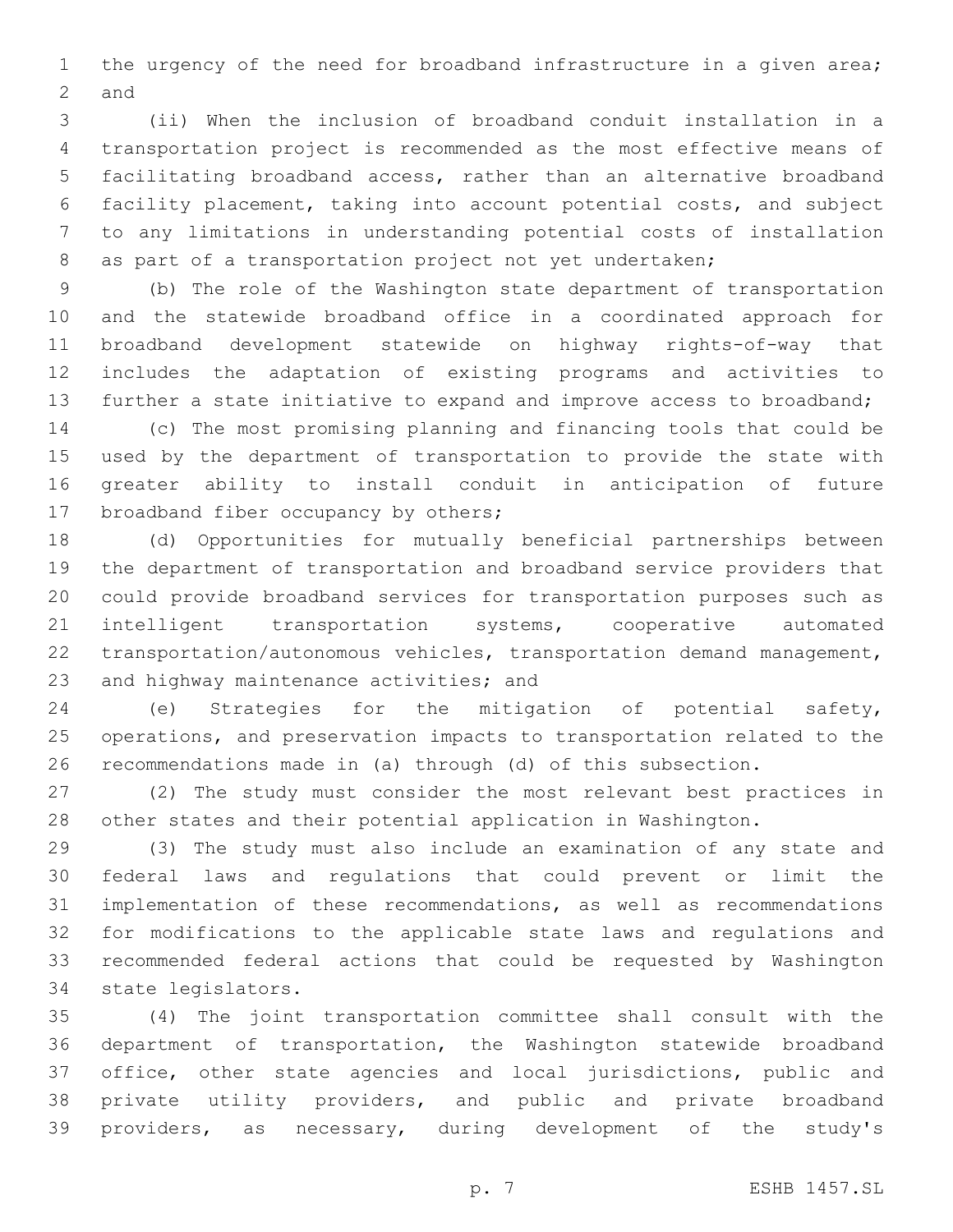the urgency of the need for broadband infrastructure in a given area; and

(ii) When the inclusion of broadband conduit installation in a transportation project is recommended as the most effective means of facilitating broadband access, rather than an alternative broadband facility placement, taking into account potential costs, and subject to any limitations in understanding potential costs of installation as part of a transportation project not yet undertaken;

(b) The role of the Washington state department of transportation and the statewide broadband office in a coordinated approach for broadband development statewide on highway rights-of-way that includes the adaptation of existing programs and activities to further a state initiative to expand and improve access to broadband;

(c) The most promising planning and financing tools that could be used by the department of transportation to provide the state with greater ability to install conduit in anticipation of future broadband fiber occupancy by others;

(d) Opportunities for mutually beneficial partnerships between the department of transportation and broadband service providers that could provide broadband services for transportation purposes such as intelligent transportation systems, cooperative automated transportation/autonomous vehicles, transportation demand management, and highway maintenance activities; and

(e) Strategies for the mitigation of potential safety, operations, and preservation impacts to transportation related to the recommendations made in (a) through (d) of this subsection.

(2) The study must consider the most relevant best practices in other states and their potential application in Washington.

(3) The study must also include an examination of any state and federal laws and regulations that could prevent or limit the implementation of these recommendations, as well as recommendations for modifications to the applicable state laws and regulations and recommended federal actions that could be requested by Washington state legislators.

(4) The joint transportation committee shall consult with the department of transportation, the Washington statewide broadband office, other state agencies and local jurisdictions, public and private utility providers, and public and private broadband providers, as necessary, during development of the study's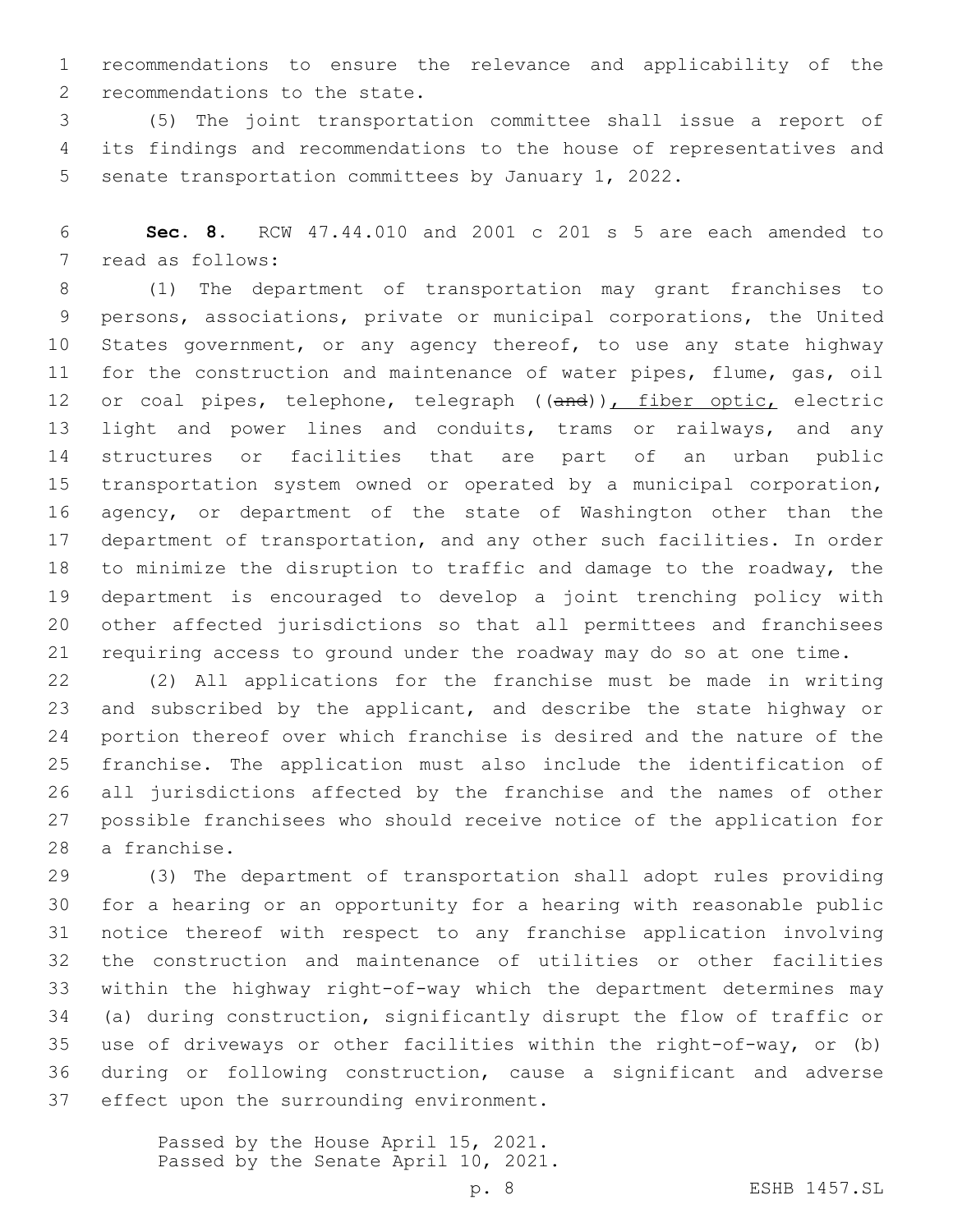recommendations to ensure the relevance and applicability of the recommendations to the state.

(5) The joint transportation committee shall issue a report of its findings and recommendations to the house of representatives and senate transportation committees by January 1, 2022.

**Sec. 8.** RCW 47.44.010 and 2001 c 201 s 5 are each amended to read as follows:

(1) The department of transportation may grant franchises to persons, associations, private or municipal corporations, the United States government, or any agency thereof, to use any state highway for the construction and maintenance of water pipes, flume, gas, oil or coal pipes, telephone, telegraph ((~~and~~)), fiber optic, electric light and power lines and conduits, trams or railways, and any structures or facilities that are part of an urban public transportation system owned or operated by a municipal corporation, agency, or department of the state of Washington other than the department of transportation, and any other such facilities. In order to minimize the disruption to traffic and damage to the roadway, the department is encouraged to develop a joint trenching policy with other affected jurisdictions so that all permittees and franchisees requiring access to ground under the roadway may do so at one time.

(2) All applications for the franchise must be made in writing and subscribed by the applicant, and describe the state highway or portion thereof over which franchise is desired and the nature of the franchise. The application must also include the identification of all jurisdictions affected by the franchise and the names of other possible franchisees who should receive notice of the application for a franchise.

(3) The department of transportation shall adopt rules providing for a hearing or an opportunity for a hearing with reasonable public notice thereof with respect to any franchise application involving the construction and maintenance of utilities or other facilities within the highway right-of-way which the department determines may (a) during construction, significantly disrupt the flow of traffic or use of driveways or other facilities within the right-of-way, or (b) during or following construction, cause a significant and adverse effect upon the surrounding environment.

Passed by the House April 15, 2021.
Passed by the Senate April 10, 2021.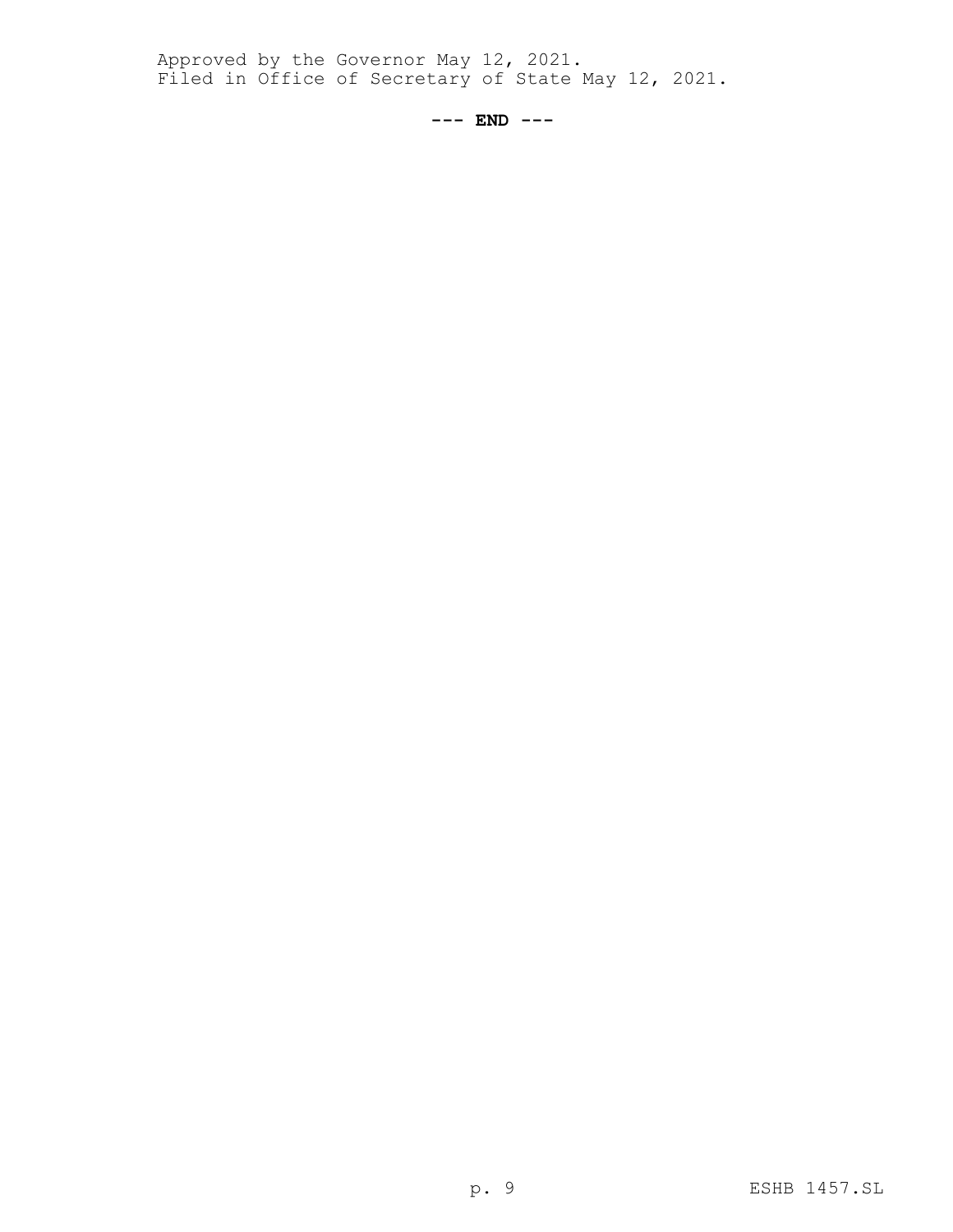Approved by the Governor May 12, 2021.
Filed in Office of Secretary of State May 12, 2021.

**--- END ---**